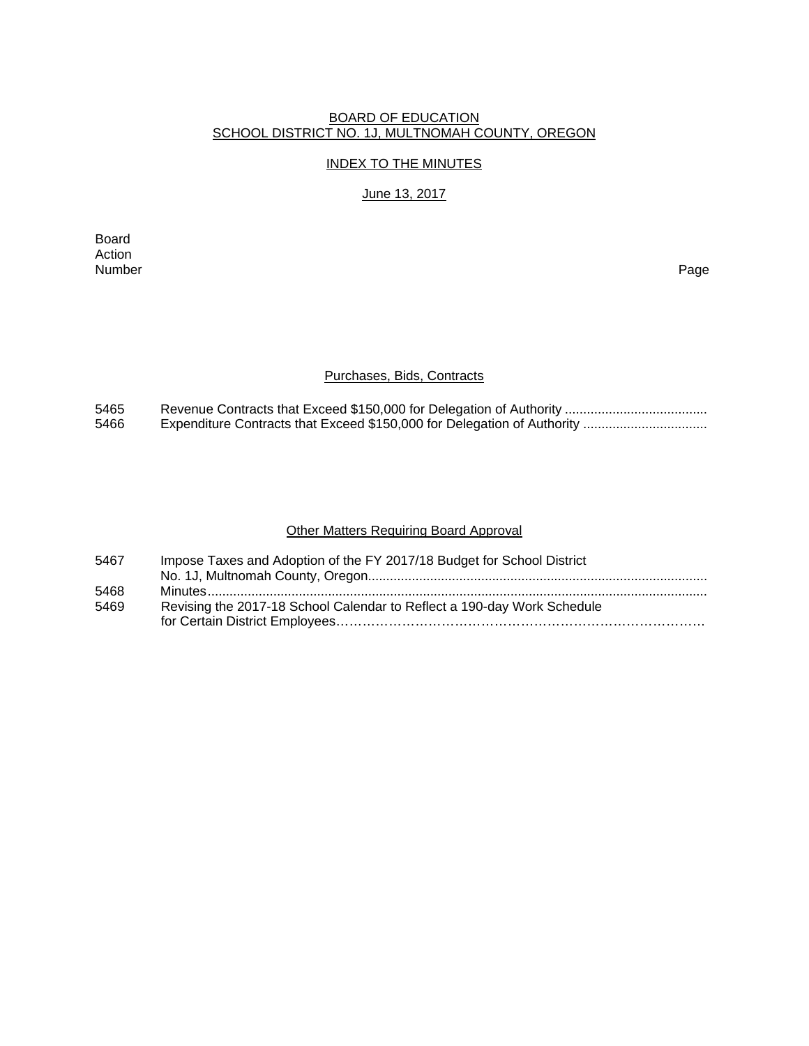BOARD OF EDUCATION
SCHOOL DISTRICT NO. 1J, MULTNOMAH COUNTY, OREGON

INDEX TO THE MINUTES

June 13, 2017

| Board Action Number | | Page |
|---|---|---|

## Purchases, Bids, Contracts

| | | |
|---|---|---|
| 5465 | Revenue Contracts that Exceed $150,000 for Delegation of Authority | |
| 5466 | Expenditure Contracts that Exceed $150,000 for Delegation of Authority | |

## Other Matters Requiring Board Approval

| | | |
|---|---|---|
| 5467 | Impose Taxes and Adoption of the FY 2017/18 Budget for School District No. 1J, Multnomah County, Oregon | |
| 5468 | Minutes | |
| 5469 | Revising the 2017-18 School Calendar to Reflect a 190-day Work Schedule for Certain District Employees | |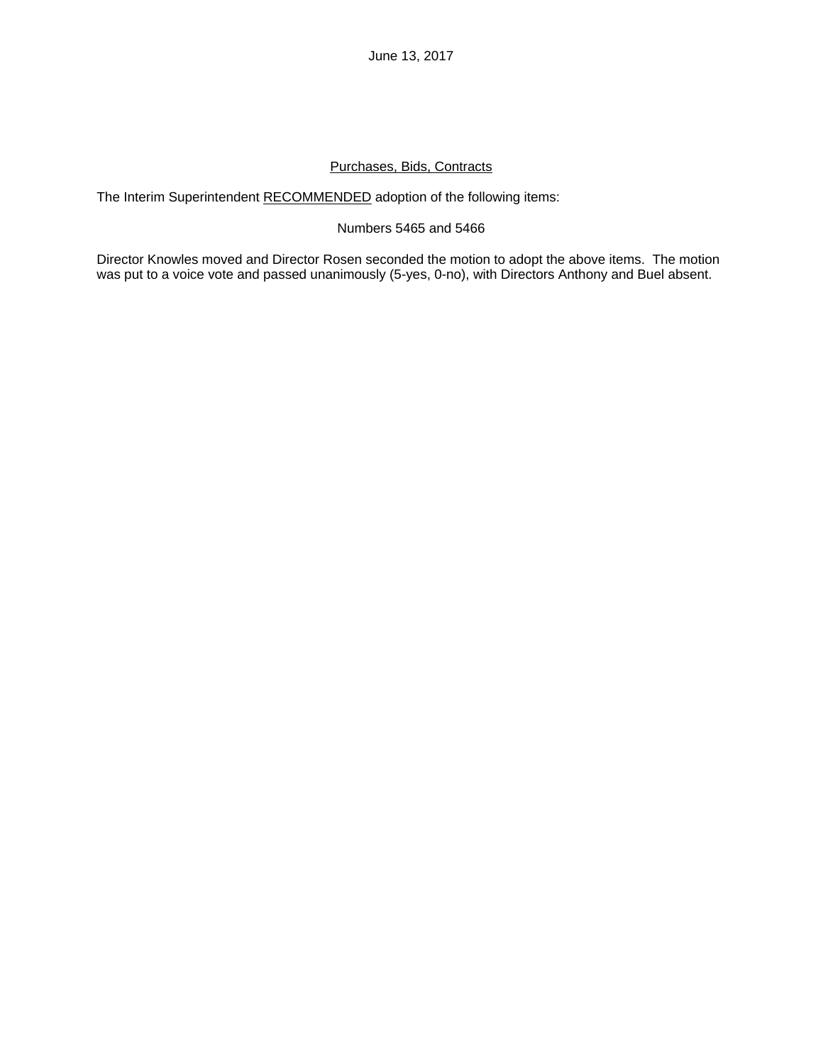June 13, 2017

<u>Purchases, Bids, Contracts</u>

The Interim Superintendent <u>RECOMMENDED</u> adoption of the following items:

Numbers 5465 and 5466

Director Knowles moved and Director Rosen seconded the motion to adopt the above items. The motion was put to a voice vote and passed unanimously (5-yes, 0-no), with Directors Anthony and Buel absent.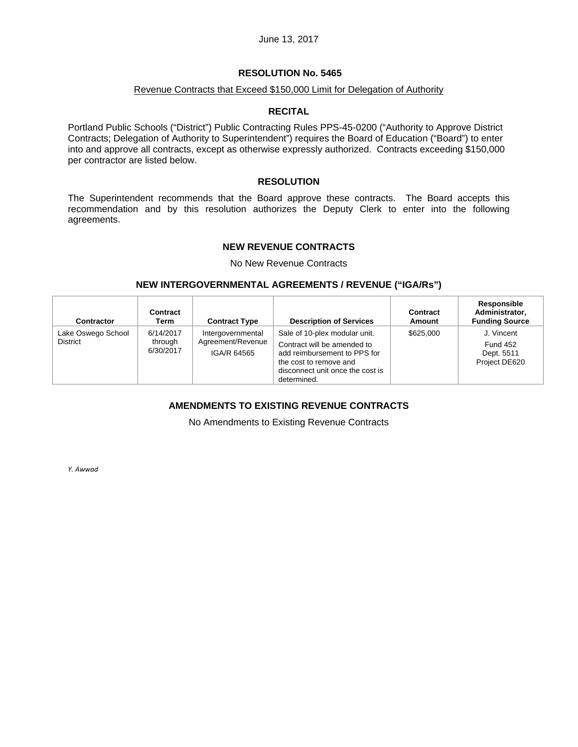June 13, 2017

## RESOLUTION No. 5465

Revenue Contracts that Exceed $150,000 Limit for Delegation of Authority

### RECITAL

Portland Public Schools ("District") Public Contracting Rules PPS-45-0200 ("Authority to Approve District Contracts; Delegation of Authority to Superintendent") requires the Board of Education ("Board") to enter into and approve all contracts, except as otherwise expressly authorized. Contracts exceeding $150,000 per contractor are listed below.

### RESOLUTION

The Superintendent recommends that the Board approve these contracts. The Board accepts this recommendation and by this resolution authorizes the Deputy Clerk to enter into the following agreements.

### NEW REVENUE CONTRACTS

No New Revenue Contracts

### NEW INTERGOVERNMENTAL AGREEMENTS / REVENUE ("IGA/Rs")

| Contractor | Contract Term | Contract Type | Description of Services | Contract Amount | Responsible Administrator, Funding Source |
|---|---|---|---|---|---|
| Lake Oswego School District | 6/14/2017 through 6/30/2017 | Intergovernmental Agreement/Revenue IGA/R 64565 | Sale of 10-plex modular unit. Contract will be amended to add reimbursement to PPS for the cost to remove and disconnect unit once the cost is determined. | $625,000 | J. Vincent Fund 452 Dept. 5511 Project DE620 |

### AMENDMENTS TO EXISTING REVENUE CONTRACTS

No Amendments to Existing Revenue Contracts

*Y. Awwad*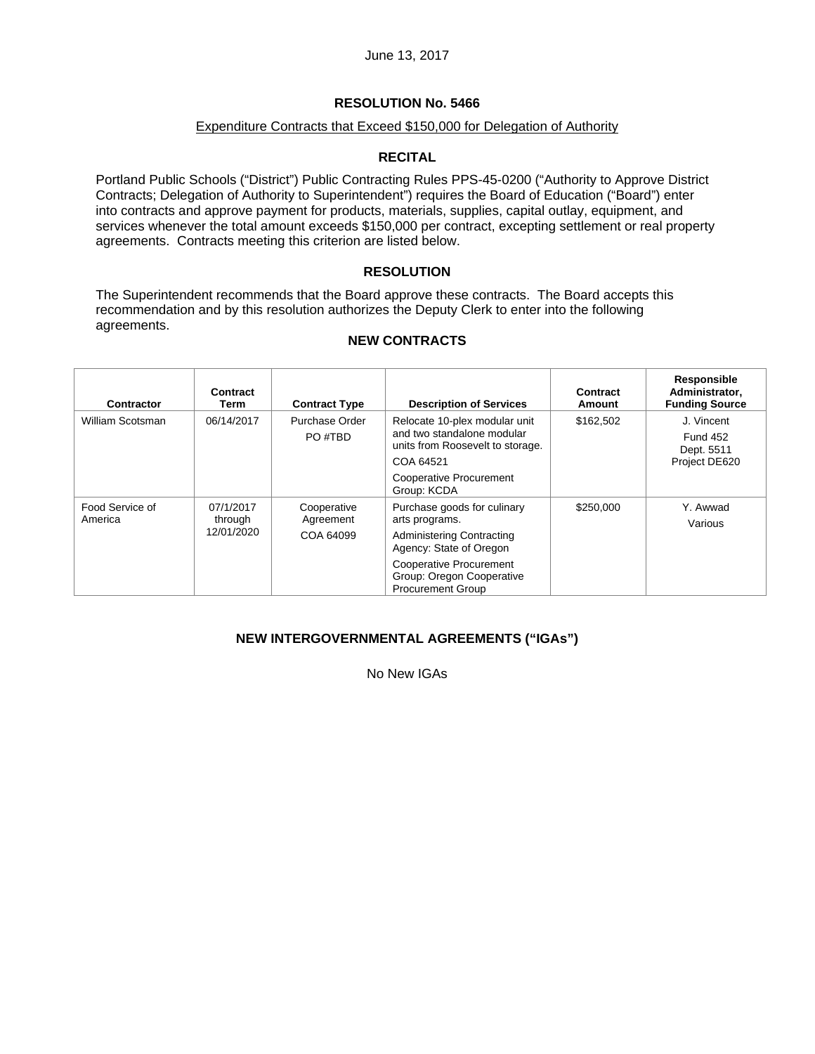June 13, 2017

## RESOLUTION No. 5466

Expenditure Contracts that Exceed $150,000 for Delegation of Authority

### RECITAL

Portland Public Schools ("District") Public Contracting Rules PPS-45-0200 ("Authority to Approve District Contracts; Delegation of Authority to Superintendent") requires the Board of Education ("Board") enter into contracts and approve payment for products, materials, supplies, capital outlay, equipment, and services whenever the total amount exceeds $150,000 per contract, excepting settlement or real property agreements. Contracts meeting this criterion are listed below.

### RESOLUTION

The Superintendent recommends that the Board approve these contracts. The Board accepts this recommendation and by this resolution authorizes the Deputy Clerk to enter into the following agreements.

### NEW CONTRACTS

| Contractor | Contract Term | Contract Type | Description of Services | Contract Amount | Responsible Administrator, Funding Source |
|---|---|---|---|---|---|
| William Scotsman | 06/14/2017 | Purchase Order<br>PO #TBD | Relocate 10-plex modular unit and two standalone modular units from Roosevelt to storage.<br>COA 64521<br>Cooperative Procurement Group: KCDA | $162,502 | J. Vincent<br>Fund 452<br>Dept. 5511<br>Project DE620 |
| Food Service of America | 07/1/2017 through 12/01/2020 | Cooperative Agreement<br>COA 64099 | Purchase goods for culinary arts programs.<br>Administering Contracting Agency: State of Oregon<br>Cooperative Procurement Group: Oregon Cooperative Procurement Group | $250,000 | Y. Awwad<br>Various |

### NEW INTERGOVERNMENTAL AGREEMENTS ("IGAs")

No New IGAs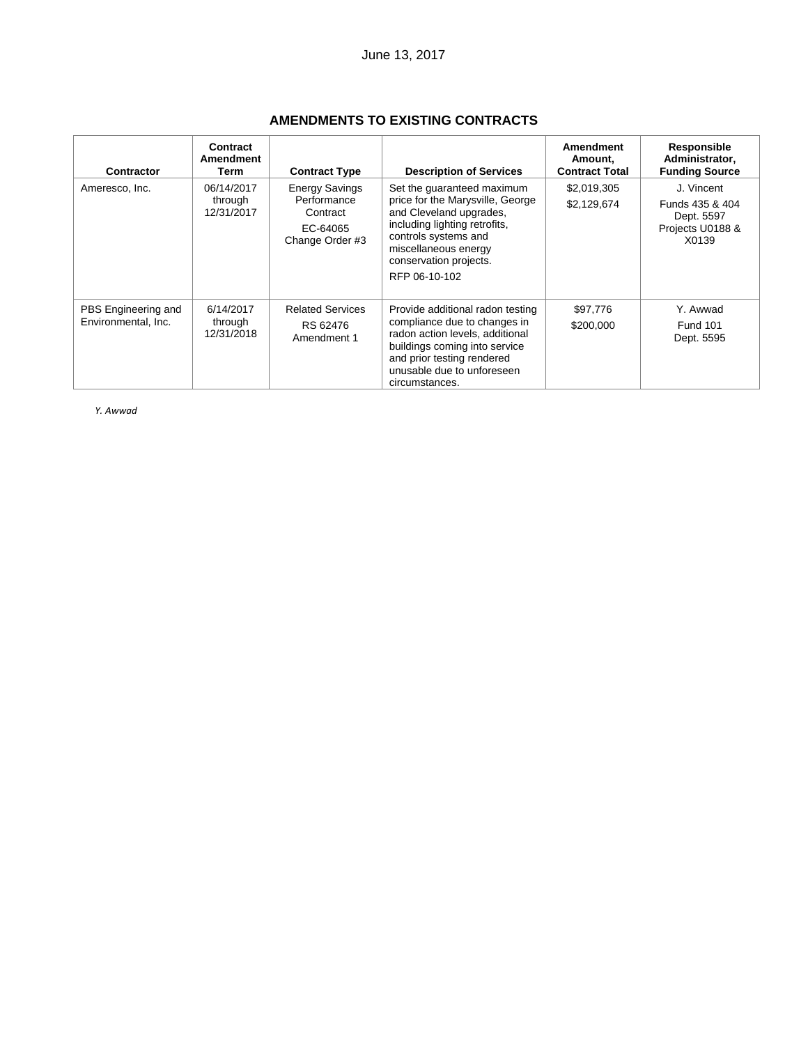June 13, 2017

## AMENDMENTS TO EXISTING CONTRACTS

| Contractor | Contract Amendment Term | Contract Type | Description of Services | Amendment Amount, Contract Total | Responsible Administrator, Funding Source |
|---|---|---|---|---|---|
| Ameresco, Inc. | 06/14/2017 through 12/31/2017 | Energy Savings Performance Contract<br>EC-64065 Change Order #3 | Set the guaranteed maximum price for the Marysville, George and Cleveland upgrades, including lighting retrofits, controls systems and miscellaneous energy conservation projects.<br>RFP 06-10-102 | $2,019,305<br>$2,129,674 | J. Vincent<br>Funds 435 & 404 Dept. 5597 Projects U0188 & X0139 |
| PBS Engineering and Environmental, Inc. | 6/14/2017 through 12/31/2018 | Related Services<br>RS 62476 Amendment 1 | Provide additional radon testing compliance due to changes in radon action levels, additional buildings coming into service and prior testing rendered unusable due to unforeseen circumstances. | $97,776<br>$200,000 | Y. Awwad<br>Fund 101 Dept. 5595 |

*Y. Awwad*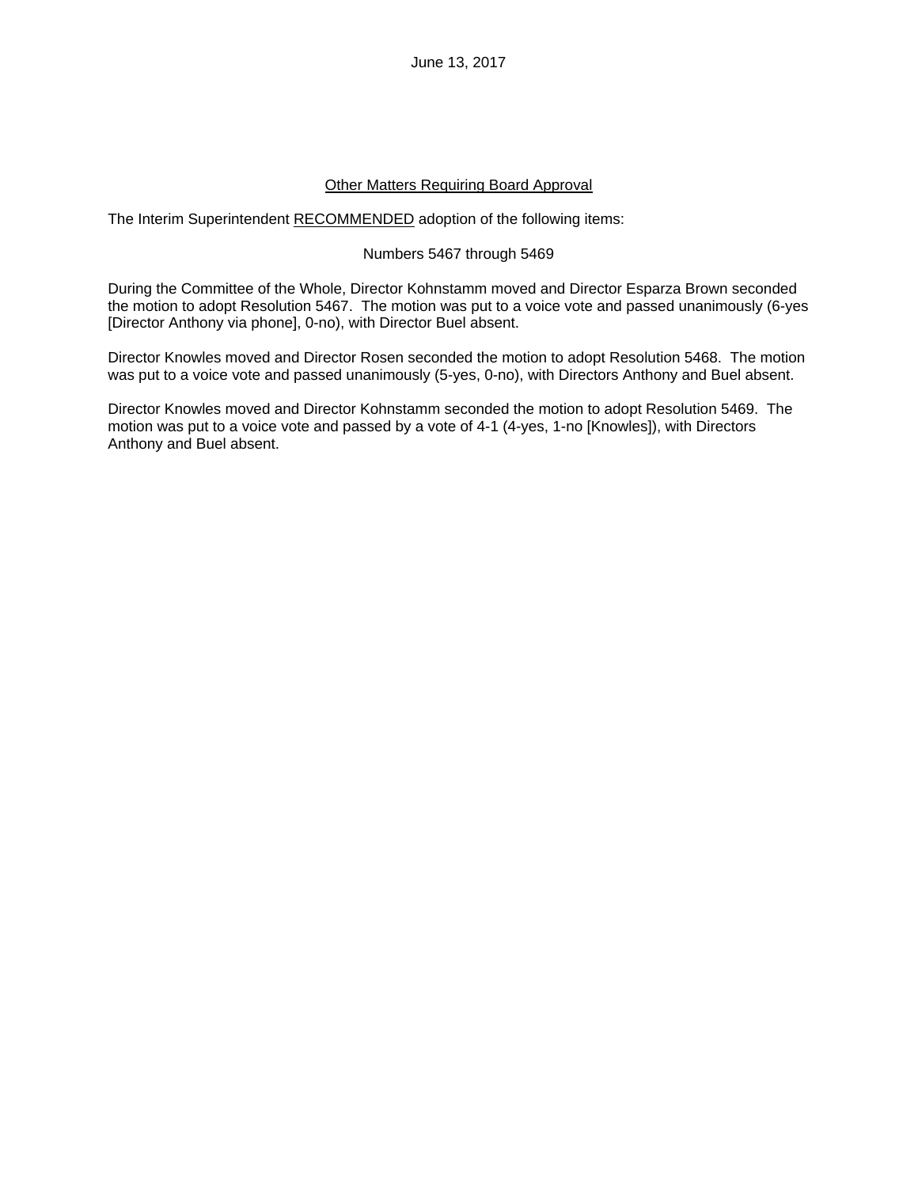June 13, 2017

## <u>Other Matters Requiring Board Approval</u>

The Interim Superintendent <u>RECOMMENDED</u> adoption of the following items:

Numbers 5467 through 5469

During the Committee of the Whole, Director Kohnstamm moved and Director Esparza Brown seconded the motion to adopt Resolution 5467. The motion was put to a voice vote and passed unanimously (6-yes [Director Anthony via phone], 0-no), with Director Buel absent.

Director Knowles moved and Director Rosen seconded the motion to adopt Resolution 5468. The motion was put to a voice vote and passed unanimously (5-yes, 0-no), with Directors Anthony and Buel absent.

Director Knowles moved and Director Kohnstamm seconded the motion to adopt Resolution 5469. The motion was put to a voice vote and passed by a vote of 4-1 (4-yes, 1-no [Knowles]), with Directors Anthony and Buel absent.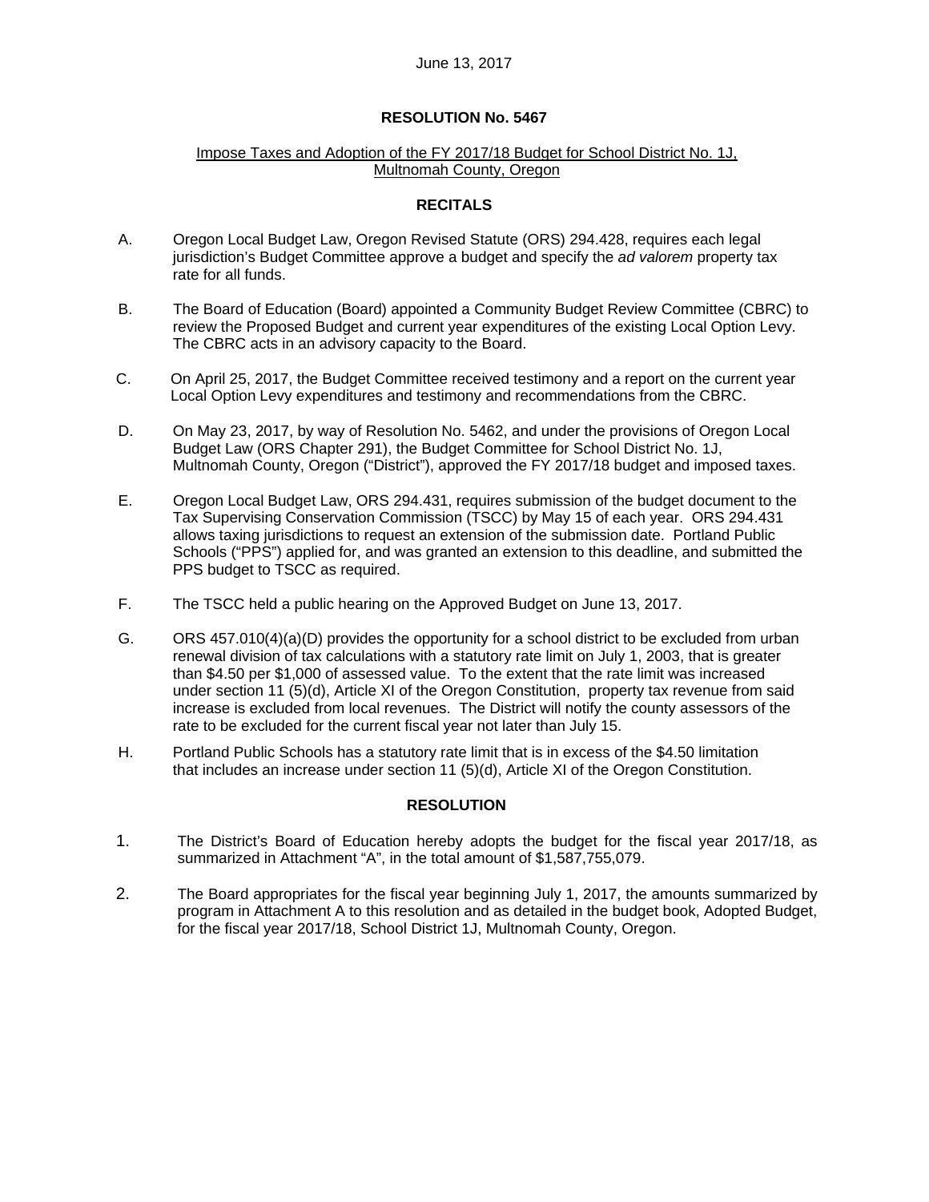June 13, 2017

**RESOLUTION No. 5467**

Impose Taxes and Adoption of the FY 2017/18 Budget for School District No. 1J, Multnomah County, Oregon

**RECITALS**

A. Oregon Local Budget Law, Oregon Revised Statute (ORS) 294.428, requires each legal jurisdiction's Budget Committee approve a budget and specify the *ad valorem* property tax rate for all funds.

B. The Board of Education (Board) appointed a Community Budget Review Committee (CBRC) to review the Proposed Budget and current year expenditures of the existing Local Option Levy. The CBRC acts in an advisory capacity to the Board.

C. On April 25, 2017, the Budget Committee received testimony and a report on the current year Local Option Levy expenditures and testimony and recommendations from the CBRC.

D. On May 23, 2017, by way of Resolution No. 5462, and under the provisions of Oregon Local Budget Law (ORS Chapter 291), the Budget Committee for School District No. 1J, Multnomah County, Oregon ("District"), approved the FY 2017/18 budget and imposed taxes.

E. Oregon Local Budget Law, ORS 294.431, requires submission of the budget document to the Tax Supervising Conservation Commission (TSCC) by May 15 of each year. ORS 294.431 allows taxing jurisdictions to request an extension of the submission date. Portland Public Schools ("PPS") applied for, and was granted an extension to this deadline, and submitted the PPS budget to TSCC as required.

F. The TSCC held a public hearing on the Approved Budget on June 13, 2017.

G. ORS 457.010(4)(a)(D) provides the opportunity for a school district to be excluded from urban renewal division of tax calculations with a statutory rate limit on July 1, 2003, that is greater than $4.50 per $1,000 of assessed value. To the extent that the rate limit was increased under section 11 (5)(d), Article XI of the Oregon Constitution, property tax revenue from said increase is excluded from local revenues. The District will notify the county assessors of the rate to be excluded for the current fiscal year not later than July 15.

H. Portland Public Schools has a statutory rate limit that is in excess of the $4.50 limitation that includes an increase under section 11 (5)(d), Article XI of the Oregon Constitution.

**RESOLUTION**

1. The District's Board of Education hereby adopts the budget for the fiscal year 2017/18, as summarized in Attachment "A", in the total amount of $1,587,755,079.

2. The Board appropriates for the fiscal year beginning July 1, 2017, the amounts summarized by program in Attachment A to this resolution and as detailed in the budget book, Adopted Budget, for the fiscal year 2017/18, School District 1J, Multnomah County, Oregon.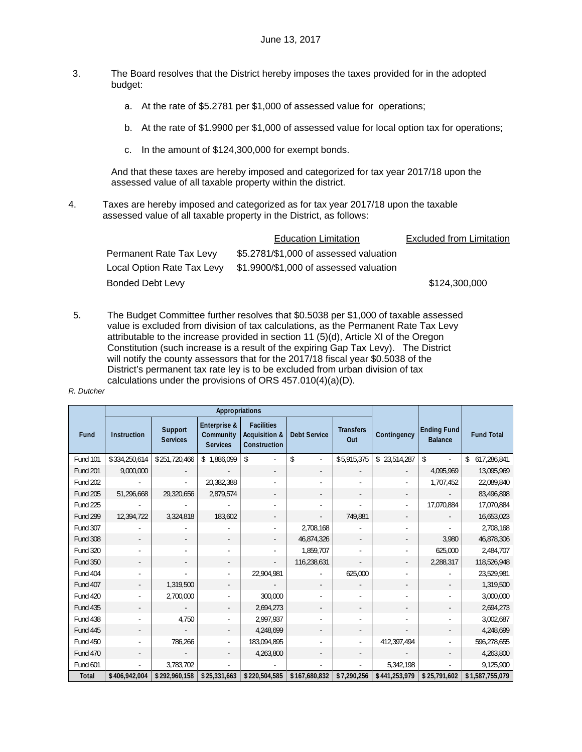3. The Board resolves that the District hereby imposes the taxes provided for in the adopted budget:

   a. At the rate of $5.2781 per $1,000 of assessed value for operations;

   b. At the rate of $1.9900 per $1,000 of assessed value for local option tax for operations;

   c. In the amount of $124,300,000 for exempt bonds.

   And that these taxes are hereby imposed and categorized for tax year 2017/18 upon the assessed value of all taxable property within the district.

4. Taxes are hereby imposed and categorized as for tax year 2017/18 upon the taxable assessed value of all taxable property in the District, as follows:

| | Education Limitation | Excluded from Limitation |
|---|---|---|
| Permanent Rate Tax Levy | $5.2781/$1,000 of assessed valuation | |
| Local Option Rate Tax Levy | $1.9900/$1,000 of assessed valuation | |
| Bonded Debt Levy | | $124,300,000 |

5. The Budget Committee further resolves that $0.5038 per $1,000 of taxable assessed value is excluded from division of tax calculations, as the Permanent Rate Tax Levy attributable to the increase provided in section 11 (5)(d), Article XI of the Oregon Constitution (such increase is a result of the expiring Gap Tax Levy). The District will notify the county assessors that for the 2017/18 fiscal year $0.5038 of the District's permanent tax rate ley is to be excluded from urban division of tax calculations under the provisions of ORS 457.010(4)(a)(D).

*R. Dutcher*

| | Appropriations | | | | | | | | |
|---|---|---|---|---|---|---|---|---|---|
| **Fund** | **Instruction** | **Support Services** | **Enterprise & Community Services** | **Facilities Acquisition & Construction** | **Debt Service** | **Transfers Out** | **Contingency** | **Ending Fund Balance** | **Fund Total** |
| Fund 101 | $334,250,614 | $251,720,466 | $ 1,886,099 | $ - | $ - | $5,915,375 | $ 23,514,287 | $ - | $ 617,286,841 |
| Fund 201 | 9,000,000 | - | - | - | - | - | - | 4,095,969 | 13,095,969 |
| Fund 202 | - | - | 20,382,388 | - | - | - | - | 1,707,452 | 22,089,840 |
| Fund 205 | 51,296,668 | 29,320,656 | 2,879,574 | - | - | - | - | - | 83,496,898 |
| Fund 225 | - | - | - | - | - | - | - | 17,070,884 | 17,070,884 |
| Fund 299 | 12,394,722 | 3,324,818 | 183,602 | - | - | 749,881 | - | - | 16,653,023 |
| Fund 307 | - | - | - | - | 2,708,168 | - | - | - | 2,708,168 |
| Fund 308 | - | - | - | - | 46,874,326 | - | - | 3,980 | 46,878,306 |
| Fund 320 | - | - | - | - | 1,859,707 | - | - | 625,000 | 2,484,707 |
| Fund 350 | - | - | - | - | 116,238,631 | - | - | 2,288,317 | 118,526,948 |
| Fund 404 | - | - | - | 22,904,981 | - | 625,000 | - | - | 23,529,981 |
| Fund 407 | - | 1,319,500 | - | - | - | - | - | - | 1,319,500 |
| Fund 420 | - | 2,700,000 | - | 300,000 | - | - | - | - | 3,000,000 |
| Fund 435 | - | - | - | 2,694,273 | - | - | - | - | 2,694,273 |
| Fund 438 | - | 4,750 | - | 2,997,937 | - | - | - | - | 3,002,687 |
| Fund 445 | - | - | - | 4,248,699 | - | - | - | - | 4,248,699 |
| Fund 450 | - | 786,266 | - | 183,094,895 | - | - | 412,397,494 | - | 596,278,655 |
| Fund 470 | - | - | - | 4,263,800 | - | - | - | - | 4,263,800 |
| Fund 601 | - | 3,783,702 | - | - | - | - | 5,342,198 | - | 9,125,900 |
| **Total** | **$406,942,004** | **$292,960,158** | **$25,331,663** | **$220,504,585** | **$167,680,832** | **$7,290,256** | **$441,253,979** | **$25,791,602** | **$1,587,755,079** |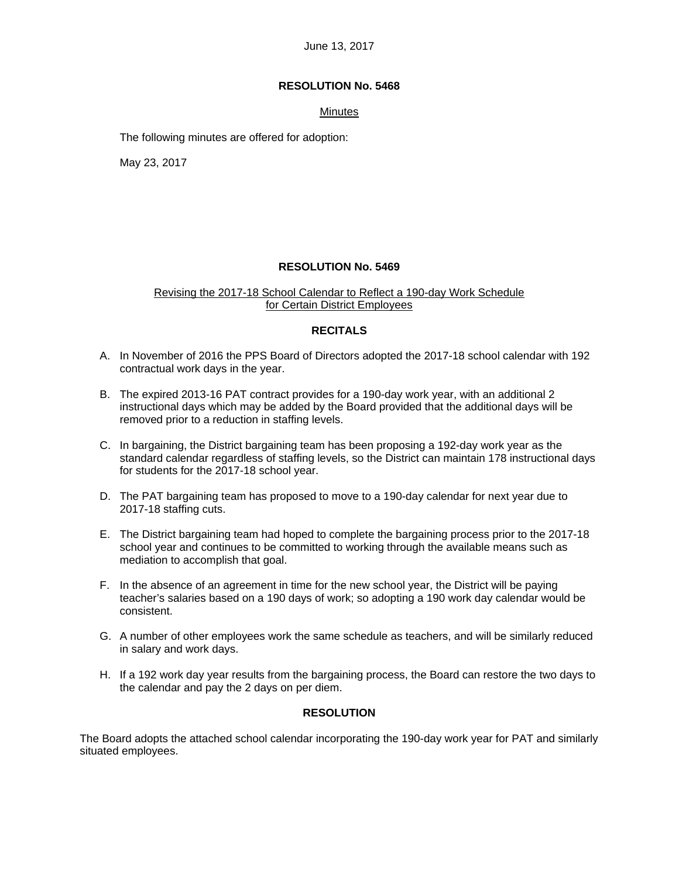June 13, 2017

## RESOLUTION No. 5468

Minutes

The following minutes are offered for adoption:

May 23, 2017

## RESOLUTION No. 5469

Revising the 2017-18 School Calendar to Reflect a 190-day Work Schedule for Certain District Employees

### RECITALS

A. In November of 2016 the PPS Board of Directors adopted the 2017-18 school calendar with 192 contractual work days in the year.

B. The expired 2013-16 PAT contract provides for a 190-day work year, with an additional 2 instructional days which may be added by the Board provided that the additional days will be removed prior to a reduction in staffing levels.

C. In bargaining, the District bargaining team has been proposing a 192-day work year as the standard calendar regardless of staffing levels, so the District can maintain 178 instructional days for students for the 2017-18 school year.

D. The PAT bargaining team has proposed to move to a 190-day calendar for next year due to 2017-18 staffing cuts.

E. The District bargaining team had hoped to complete the bargaining process prior to the 2017-18 school year and continues to be committed to working through the available means such as mediation to accomplish that goal.

F. In the absence of an agreement in time for the new school year, the District will be paying teacher's salaries based on a 190 days of work; so adopting a 190 work day calendar would be consistent.

G. A number of other employees work the same schedule as teachers, and will be similarly reduced in salary and work days.

H. If a 192 work day year results from the bargaining process, the Board can restore the two days to the calendar and pay the 2 days on per diem.

### RESOLUTION

The Board adopts the attached school calendar incorporating the 190-day work year for PAT and similarly situated employees.